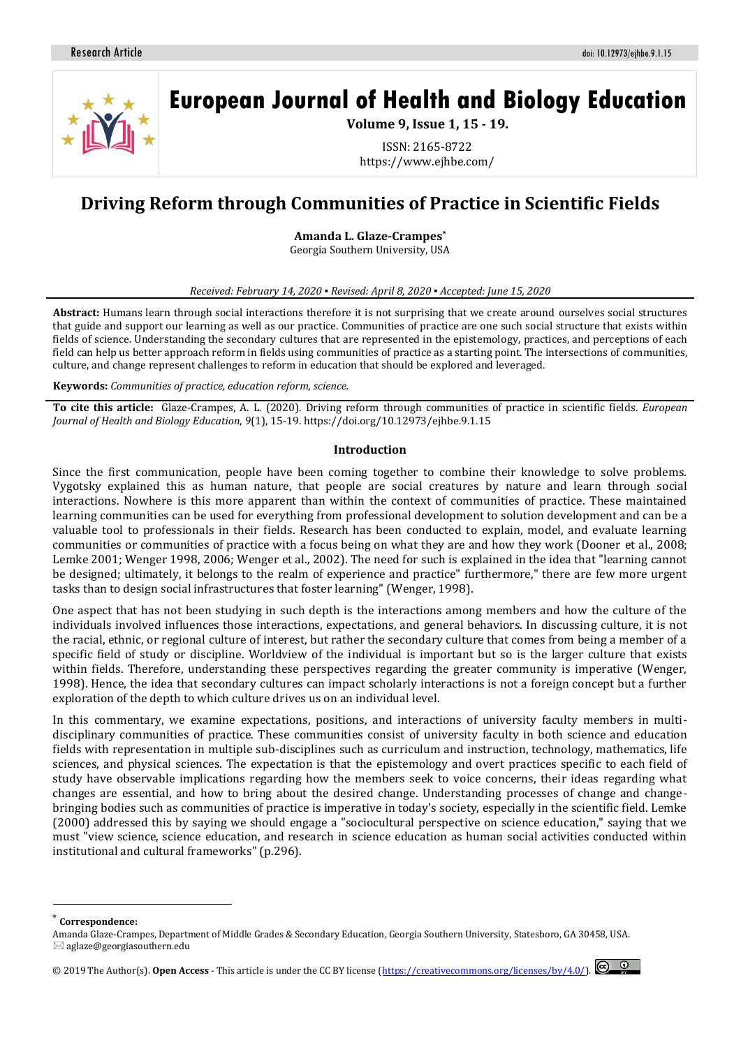# Driving Reform through Communities of Practice in Scientific Fields

**Amanda L. Glaze-Crampes***
Georgia Southern University, USA

*Received: February 14, 2020 ▪ Revised: April 8, 2020 ▪ Accepted: June 15, 2020*

**Abstract:** Humans learn through social interactions therefore it is not surprising that we create around ourselves social structures that guide and support our learning as well as our practice. Communities of practice are one such social structure that exists within fields of science. Understanding the secondary cultures that are represented in the epistemology, practices, and perceptions of each field can help us better approach reform in fields using communities of practice as a starting point. The intersections of communities, culture, and change represent challenges to reform in education that should be explored and leveraged.

**Keywords:** *Communities of practice, education reform, science.*

**To cite this article:** Glaze-Crampes, A. L. (2020). Driving reform through communities of practice in scientific fields. *European Journal of Health and Biology Education*, *9*(1), 15-19. https://doi.org/10.12973/ejhbe.9.1.15

## Introduction

Since the first communication, people have been coming together to combine their knowledge to solve problems. Vygotsky explained this as human nature, that people are social creatures by nature and learn through social interactions. Nowhere is this more apparent than within the context of communities of practice. These maintained learning communities can be used for everything from professional development to solution development and can be a valuable tool to professionals in their fields. Research has been conducted to explain, model, and evaluate learning communities or communities of practice with a focus being on what they are and how they work (Dooner et al., 2008; Lemke 2001; Wenger 1998, 2006; Wenger et al., 2002). The need for such is explained in the idea that "learning cannot be designed; ultimately, it belongs to the realm of experience and practice" furthermore," there are few more urgent tasks than to design social infrastructures that foster learning" (Wenger, 1998).

One aspect that has not been studying in such depth is the interactions among members and how the culture of the individuals involved influences those interactions, expectations, and general behaviors. In discussing culture, it is not the racial, ethnic, or regional culture of interest, but rather the secondary culture that comes from being a member of a specific field of study or discipline. Worldview of the individual is important but so is the larger culture that exists within fields. Therefore, understanding these perspectives regarding the greater community is imperative (Wenger, 1998). Hence, the idea that secondary cultures can impact scholarly interactions is not a foreign concept but a further exploration of the depth to which culture drives us on an individual level.

In this commentary, we examine expectations, positions, and interactions of university faculty members in multi-disciplinary communities of practice. These communities consist of university faculty in both science and education fields with representation in multiple sub-disciplines such as curriculum and instruction, technology, mathematics, life sciences, and physical sciences. The expectation is that the epistemology and overt practices specific to each field of study have observable implications regarding how the members seek to voice concerns, their ideas regarding what changes are essential, and how to bring about the desired change. Understanding processes of change and change-bringing bodies such as communities of practice is imperative in today's society, especially in the scientific field. Lemke (2000) addressed this by saying we should engage a "sociocultural perspective on science education," saying that we must "view science, science education, and research in science education as human social activities conducted within institutional and cultural frameworks" (p.296).

---

* **Correspondence:**
Amanda Glaze-Crampes, Department of Middle Grades & Secondary Education, Georgia Southern University, Statesboro, GA 30458, USA.
✉ aglaze@georgiasouthern.edu

© 2019 The Author(s). **Open Access** - This article is under the CC BY license (https://creativecommons.org/licenses/by/4.0/).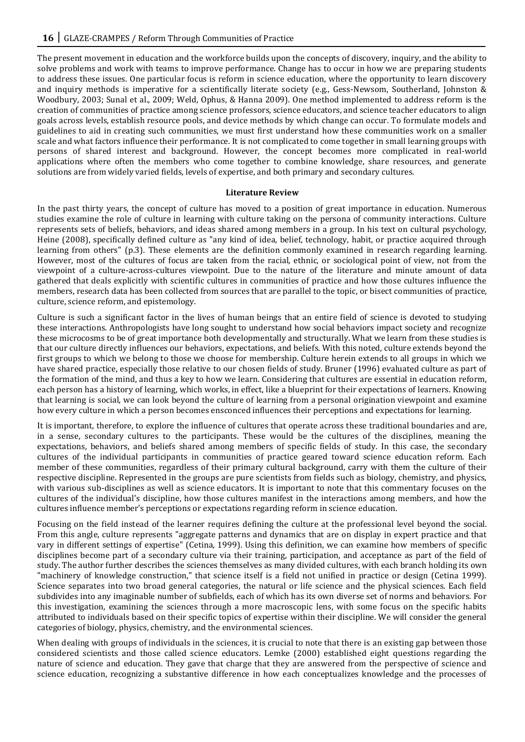The present movement in education and the workforce builds upon the concepts of discovery, inquiry, and the ability to solve problems and work with teams to improve performance. Change has to occur in how we are preparing students to address these issues. One particular focus is reform in science education, where the opportunity to learn discovery and inquiry methods is imperative for a scientifically literate society (e.g., Gess-Newsom, Southerland, Johnston & Woodbury, 2003; Sunal et al., 2009; Weld, Ophus, & Hanna 2009). One method implemented to address reform is the creation of communities of practice among science professors, science educators, and science teacher educators to align goals across levels, establish resource pools, and device methods by which change can occur. To formulate models and guidelines to aid in creating such communities, we must first understand how these communities work on a smaller scale and what factors influence their performance. It is not complicated to come together in small learning groups with persons of shared interest and background. However, the concept becomes more complicated in real-world applications where often the members who come together to combine knowledge, share resources, and generate solutions are from widely varied fields, levels of expertise, and both primary and secondary cultures.

## Literature Review

In the past thirty years, the concept of culture has moved to a position of great importance in education. Numerous studies examine the role of culture in learning with culture taking on the persona of community interactions. Culture represents sets of beliefs, behaviors, and ideas shared among members in a group. In his text on cultural psychology, Heine (2008), specifically defined culture as "any kind of idea, belief, technology, habit, or practice acquired through learning from others" (p.3). These elements are the definition commonly examined in research regarding learning. However, most of the cultures of focus are taken from the racial, ethnic, or sociological point of view, not from the viewpoint of a culture-across-cultures viewpoint. Due to the nature of the literature and minute amount of data gathered that deals explicitly with scientific cultures in communities of practice and how those cultures influence the members, research data has been collected from sources that are parallel to the topic, or bisect communities of practice, culture, science reform, and epistemology.

Culture is such a significant factor in the lives of human beings that an entire field of science is devoted to studying these interactions. Anthropologists have long sought to understand how social behaviors impact society and recognize these microcosms to be of great importance both developmentally and structurally. What we learn from these studies is that our culture directly influences our behaviors, expectations, and beliefs. With this noted, culture extends beyond the first groups to which we belong to those we choose for membership. Culture herein extends to all groups in which we have shared practice, especially those relative to our chosen fields of study. Bruner (1996) evaluated culture as part of the formation of the mind, and thus a key to how we learn. Considering that cultures are essential in education reform, each person has a history of learning, which works, in effect, like a blueprint for their expectations of learners. Knowing that learning is social, we can look beyond the culture of learning from a personal origination viewpoint and examine how every culture in which a person becomes ensconced influences their perceptions and expectations for learning.

It is important, therefore, to explore the influence of cultures that operate across these traditional boundaries and are, in a sense, secondary cultures to the participants. These would be the cultures of the disciplines, meaning the expectations, behaviors, and beliefs shared among members of specific fields of study. In this case, the secondary cultures of the individual participants in communities of practice geared toward science education reform. Each member of these communities, regardless of their primary cultural background, carry with them the culture of their respective discipline. Represented in the groups are pure scientists from fields such as biology, chemistry, and physics, with various sub-disciplines as well as science educators. It is important to note that this commentary focuses on the cultures of the individual's discipline, how those cultures manifest in the interactions among members, and how the cultures influence member's perceptions or expectations regarding reform in science education.

Focusing on the field instead of the learner requires defining the culture at the professional level beyond the social. From this angle, culture represents "aggregate patterns and dynamics that are on display in expert practice and that vary in different settings of expertise" (Cetina, 1999). Using this definition, we can examine how members of specific disciplines become part of a secondary culture via their training, participation, and acceptance as part of the field of study. The author further describes the sciences themselves as many divided cultures, with each branch holding its own "machinery of knowledge construction," that science itself is a field not unified in practice or design (Cetina 1999). Science separates into two broad general categories, the natural or life science and the physical sciences. Each field subdivides into any imaginable number of subfields, each of which has its own diverse set of norms and behaviors. For this investigation, examining the sciences through a more macroscopic lens, with some focus on the specific habits attributed to individuals based on their specific topics of expertise within their discipline. We will consider the general categories of biology, physics, chemistry, and the environmental sciences.

When dealing with groups of individuals in the sciences, it is crucial to note that there is an existing gap between those considered scientists and those called science educators. Lemke (2000) established eight questions regarding the nature of science and education. They gave that charge that they are answered from the perspective of science and science education, recognizing a substantive difference in how each conceptualizes knowledge and the processes of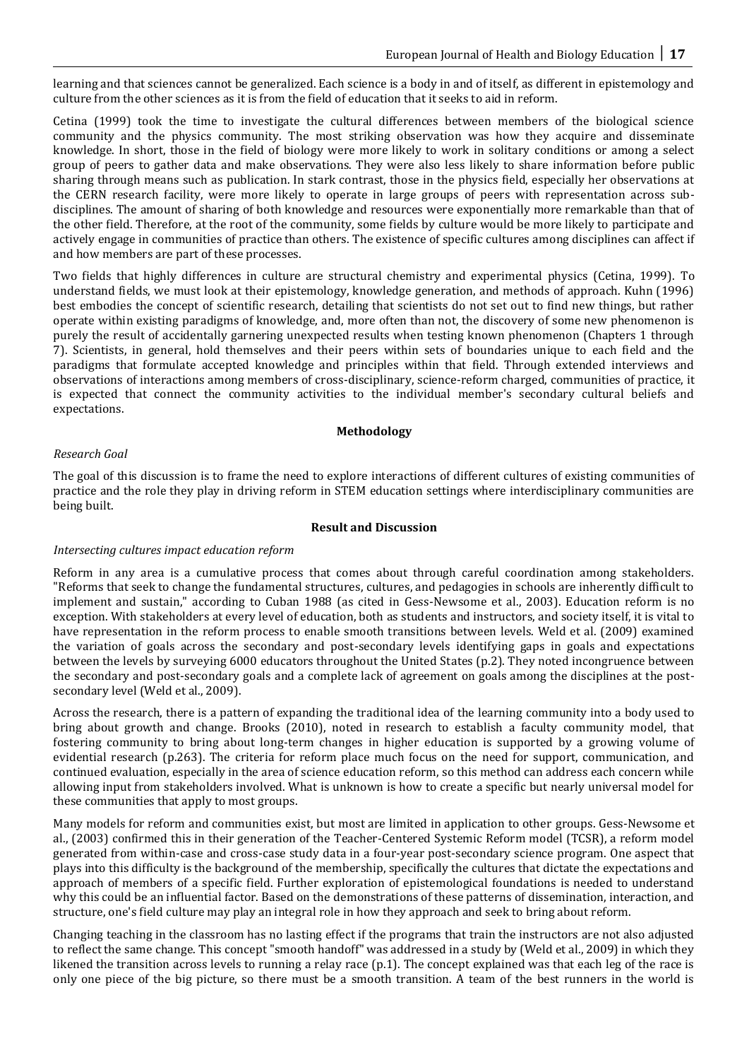learning and that sciences cannot be generalized. Each science is a body in and of itself, as different in epistemology and culture from the other sciences as it is from the field of education that it seeks to aid in reform.

Cetina (1999) took the time to investigate the cultural differences between members of the biological science community and the physics community. The most striking observation was how they acquire and disseminate knowledge. In short, those in the field of biology were more likely to work in solitary conditions or among a select group of peers to gather data and make observations. They were also less likely to share information before public sharing through means such as publication. In stark contrast, those in the physics field, especially her observations at the CERN research facility, were more likely to operate in large groups of peers with representation across sub-disciplines. The amount of sharing of both knowledge and resources were exponentially more remarkable than that of the other field. Therefore, at the root of the community, some fields by culture would be more likely to participate and actively engage in communities of practice than others. The existence of specific cultures among disciplines can affect if and how members are part of these processes.

Two fields that highly differences in culture are structural chemistry and experimental physics (Cetina, 1999). To understand fields, we must look at their epistemology, knowledge generation, and methods of approach. Kuhn (1996) best embodies the concept of scientific research, detailing that scientists do not set out to find new things, but rather operate within existing paradigms of knowledge, and, more often than not, the discovery of some new phenomenon is purely the result of accidentally garnering unexpected results when testing known phenomenon (Chapters 1 through 7). Scientists, in general, hold themselves and their peers within sets of boundaries unique to each field and the paradigms that formulate accepted knowledge and principles within that field. Through extended interviews and observations of interactions among members of cross-disciplinary, science-reform charged, communities of practice, it is expected that connect the community activities to the individual member's secondary cultural beliefs and expectations.

## Methodology

*Research Goal*

The goal of this discussion is to frame the need to explore interactions of different cultures of existing communities of practice and the role they play in driving reform in STEM education settings where interdisciplinary communities are being built.

## Result and Discussion

*Intersecting cultures impact education reform*

Reform in any area is a cumulative process that comes about through careful coordination among stakeholders. "Reforms that seek to change the fundamental structures, cultures, and pedagogies in schools are inherently difficult to implement and sustain," according to Cuban 1988 (as cited in Gess-Newsome et al., 2003). Education reform is no exception. With stakeholders at every level of education, both as students and instructors, and society itself, it is vital to have representation in the reform process to enable smooth transitions between levels. Weld et al. (2009) examined the variation of goals across the secondary and post-secondary levels identifying gaps in goals and expectations between the levels by surveying 6000 educators throughout the United States (p.2). They noted incongruence between the secondary and post-secondary goals and a complete lack of agreement on goals among the disciplines at the post-secondary level (Weld et al., 2009).

Across the research, there is a pattern of expanding the traditional idea of the learning community into a body used to bring about growth and change. Brooks (2010), noted in research to establish a faculty community model, that fostering community to bring about long-term changes in higher education is supported by a growing volume of evidential research (p.263). The criteria for reform place much focus on the need for support, communication, and continued evaluation, especially in the area of science education reform, so this method can address each concern while allowing input from stakeholders involved. What is unknown is how to create a specific but nearly universal model for these communities that apply to most groups.

Many models for reform and communities exist, but most are limited in application to other groups. Gess-Newsome et al., (2003) confirmed this in their generation of the Teacher-Centered Systemic Reform model (TCSR), a reform model generated from within-case and cross-case study data in a four-year post-secondary science program. One aspect that plays into this difficulty is the background of the membership, specifically the cultures that dictate the expectations and approach of members of a specific field. Further exploration of epistemological foundations is needed to understand why this could be an influential factor. Based on the demonstrations of these patterns of dissemination, interaction, and structure, one's field culture may play an integral role in how they approach and seek to bring about reform.

Changing teaching in the classroom has no lasting effect if the programs that train the instructors are not also adjusted to reflect the same change. This concept "smooth handoff" was addressed in a study by (Weld et al., 2009) in which they likened the transition across levels to running a relay race (p.1). The concept explained was that each leg of the race is only one piece of the big picture, so there must be a smooth transition. A team of the best runners in the world is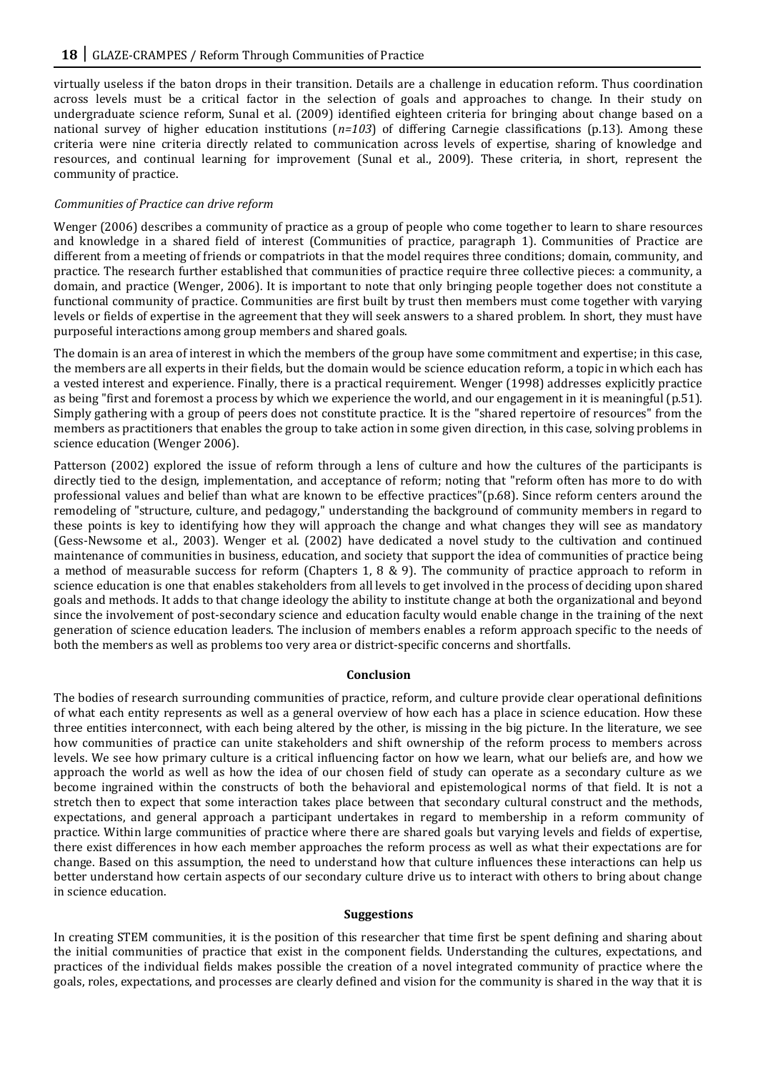virtually useless if the baton drops in their transition. Details are a challenge in education reform. Thus coordination across levels must be a critical factor in the selection of goals and approaches to change. In their study on undergraduate science reform, Sunal et al. (2009) identified eighteen criteria for bringing about change based on a national survey of higher education institutions (*n=103*) of differing Carnegie classifications (p.13). Among these criteria were nine criteria directly related to communication across levels of expertise, sharing of knowledge and resources, and continual learning for improvement (Sunal et al., 2009). These criteria, in short, represent the community of practice.

*Communities of Practice can drive reform*

Wenger (2006) describes a community of practice as a group of people who come together to learn to share resources and knowledge in a shared field of interest (Communities of practice, paragraph 1). Communities of Practice are different from a meeting of friends or compatriots in that the model requires three conditions; domain, community, and practice. The research further established that communities of practice require three collective pieces: a community, a domain, and practice (Wenger, 2006). It is important to note that only bringing people together does not constitute a functional community of practice. Communities are first built by trust then members must come together with varying levels or fields of expertise in the agreement that they will seek answers to a shared problem. In short, they must have purposeful interactions among group members and shared goals.

The domain is an area of interest in which the members of the group have some commitment and expertise; in this case, the members are all experts in their fields, but the domain would be science education reform, a topic in which each has a vested interest and experience. Finally, there is a practical requirement. Wenger (1998) addresses explicitly practice as being "first and foremost a process by which we experience the world, and our engagement in it is meaningful (p.51). Simply gathering with a group of peers does not constitute practice. It is the "shared repertoire of resources" from the members as practitioners that enables the group to take action in some given direction, in this case, solving problems in science education (Wenger 2006).

Patterson (2002) explored the issue of reform through a lens of culture and how the cultures of the participants is directly tied to the design, implementation, and acceptance of reform; noting that "reform often has more to do with professional values and belief than what are known to be effective practices"(p.68). Since reform centers around the remodeling of "structure, culture, and pedagogy," understanding the background of community members in regard to these points is key to identifying how they will approach the change and what changes they will see as mandatory (Gess-Newsome et al., 2003). Wenger et al. (2002) have dedicated a novel study to the cultivation and continued maintenance of communities in business, education, and society that support the idea of communities of practice being a method of measurable success for reform (Chapters 1, 8 & 9). The community of practice approach to reform in science education is one that enables stakeholders from all levels to get involved in the process of deciding upon shared goals and methods. It adds to that change ideology the ability to institute change at both the organizational and beyond since the involvement of post-secondary science and education faculty would enable change in the training of the next generation of science education leaders. The inclusion of members enables a reform approach specific to the needs of both the members as well as problems too very area or district-specific concerns and shortfalls.

## Conclusion

The bodies of research surrounding communities of practice, reform, and culture provide clear operational definitions of what each entity represents as well as a general overview of how each has a place in science education. How these three entities interconnect, with each being altered by the other, is missing in the big picture. In the literature, we see how communities of practice can unite stakeholders and shift ownership of the reform process to members across levels. We see how primary culture is a critical influencing factor on how we learn, what our beliefs are, and how we approach the world as well as how the idea of our chosen field of study can operate as a secondary culture as we become ingrained within the constructs of both the behavioral and epistemological norms of that field. It is not a stretch then to expect that some interaction takes place between that secondary cultural construct and the methods, expectations, and general approach a participant undertakes in regard to membership in a reform community of practice. Within large communities of practice where there are shared goals but varying levels and fields of expertise, there exist differences in how each member approaches the reform process as well as what their expectations are for change. Based on this assumption, the need to understand how that culture influences these interactions can help us better understand how certain aspects of our secondary culture drive us to interact with others to bring about change in science education.

## Suggestions

In creating STEM communities, it is the position of this researcher that time first be spent defining and sharing about the initial communities of practice that exist in the component fields. Understanding the cultures, expectations, and practices of the individual fields makes possible the creation of a novel integrated community of practice where the goals, roles, expectations, and processes are clearly defined and vision for the community is shared in the way that it is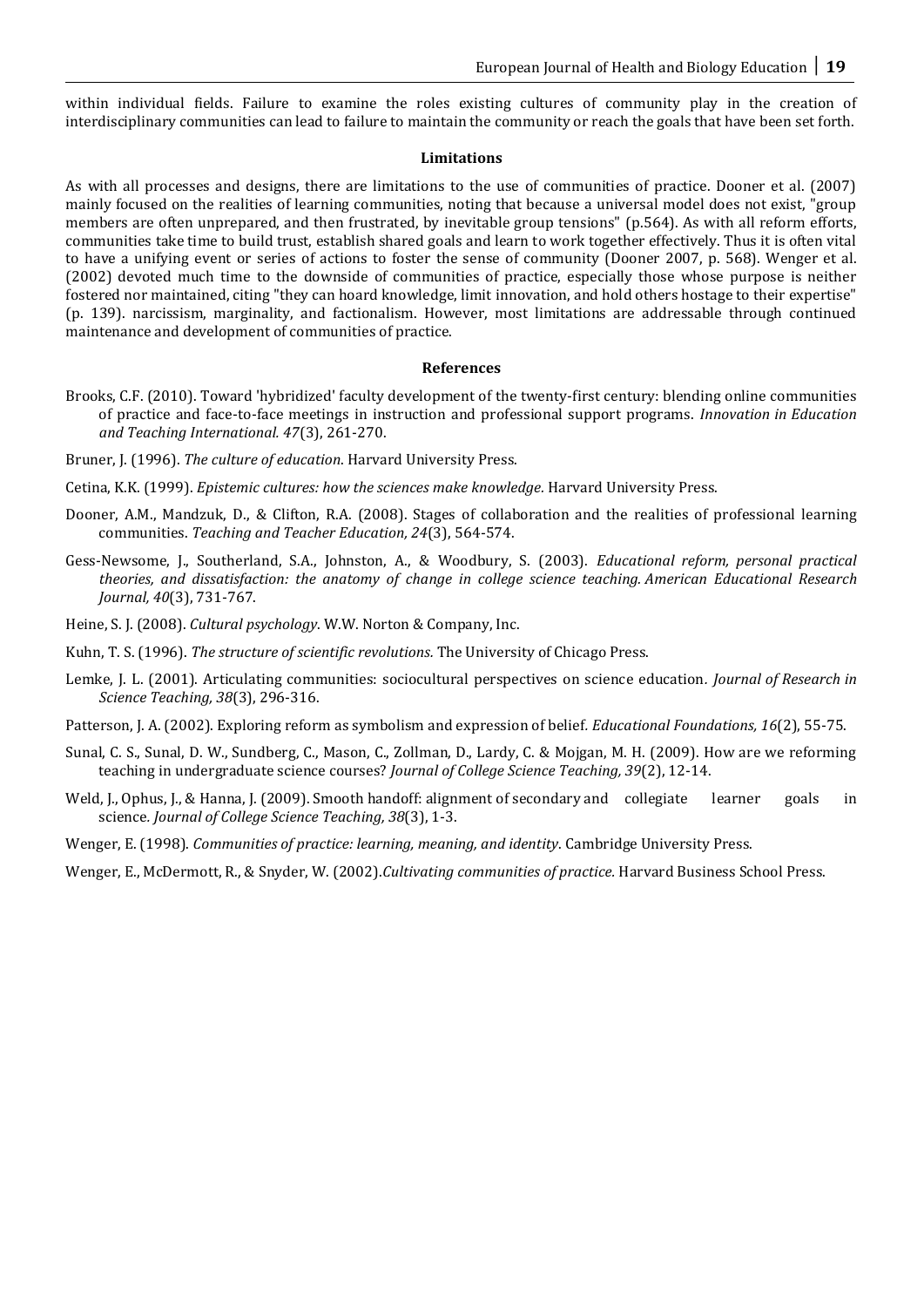within individual fields. Failure to examine the roles existing cultures of community play in the creation of interdisciplinary communities can lead to failure to maintain the community or reach the goals that have been set forth.

## Limitations

As with all processes and designs, there are limitations to the use of communities of practice. Dooner et al. (2007) mainly focused on the realities of learning communities, noting that because a universal model does not exist, "group members are often unprepared, and then frustrated, by inevitable group tensions" (p.564). As with all reform efforts, communities take time to build trust, establish shared goals and learn to work together effectively. Thus it is often vital to have a unifying event or series of actions to foster the sense of community (Dooner 2007, p. 568). Wenger et al. (2002) devoted much time to the downside of communities of practice, especially those whose purpose is neither fostered nor maintained, citing "they can hoard knowledge, limit innovation, and hold others hostage to their expertise" (p. 139). narcissism, marginality, and factionalism. However, most limitations are addressable through continued maintenance and development of communities of practice.

## References

Brooks, C.F. (2010). Toward 'hybridized' faculty development of the twenty-first century: blending online communities of practice and face-to-face meetings in instruction and professional support programs. *Innovation in Education and Teaching International. 47*(3), 261-270.

Bruner, J. (1996). *The culture of education*. Harvard University Press.

Cetina, K.K. (1999). *Epistemic cultures: how the sciences make knowledge*. Harvard University Press.

Dooner, A.M., Mandzuk, D., & Clifton, R.A. (2008). Stages of collaboration and the realities of professional learning communities. *Teaching and Teacher Education, 24*(3), 564-574.

Gess-Newsome, J., Southerland, S.A., Johnston, A., & Woodbury, S. (2003). *Educational reform, personal practical theories, and dissatisfaction: the anatomy of change in college science teaching. American Educational Research Journal, 40*(3), 731-767.

Heine, S. J. (2008). *Cultural psychology*. W.W. Norton & Company, Inc.

Kuhn, T. S. (1996). *The structure of scientific revolutions.* The University of Chicago Press.

Lemke, J. L. (2001). Articulating communities: sociocultural perspectives on science education. *Journal of Research in Science Teaching, 38*(3), 296-316.

Patterson, J. A. (2002). Exploring reform as symbolism and expression of belief. *Educational Foundations, 16*(2), 55-75.

Sunal, C. S., Sunal, D. W., Sundberg, C., Mason, C., Zollman, D., Lardy, C. & Mojgan, M. H. (2009). How are we reforming teaching in undergraduate science courses? *Journal of College Science Teaching, 39*(2), 12-14.

Weld, J., Ophus, J., & Hanna, J. (2009). Smooth handoff: alignment of secondary and collegiate learner goals in science. *Journal of College Science Teaching, 38*(3), 1-3.

Wenger, E. (1998). *Communities of practice: learning, meaning, and identity*. Cambridge University Press.

Wenger, E., McDermott, R., & Snyder, W. (2002).*Cultivating communities of practice.* Harvard Business School Press.